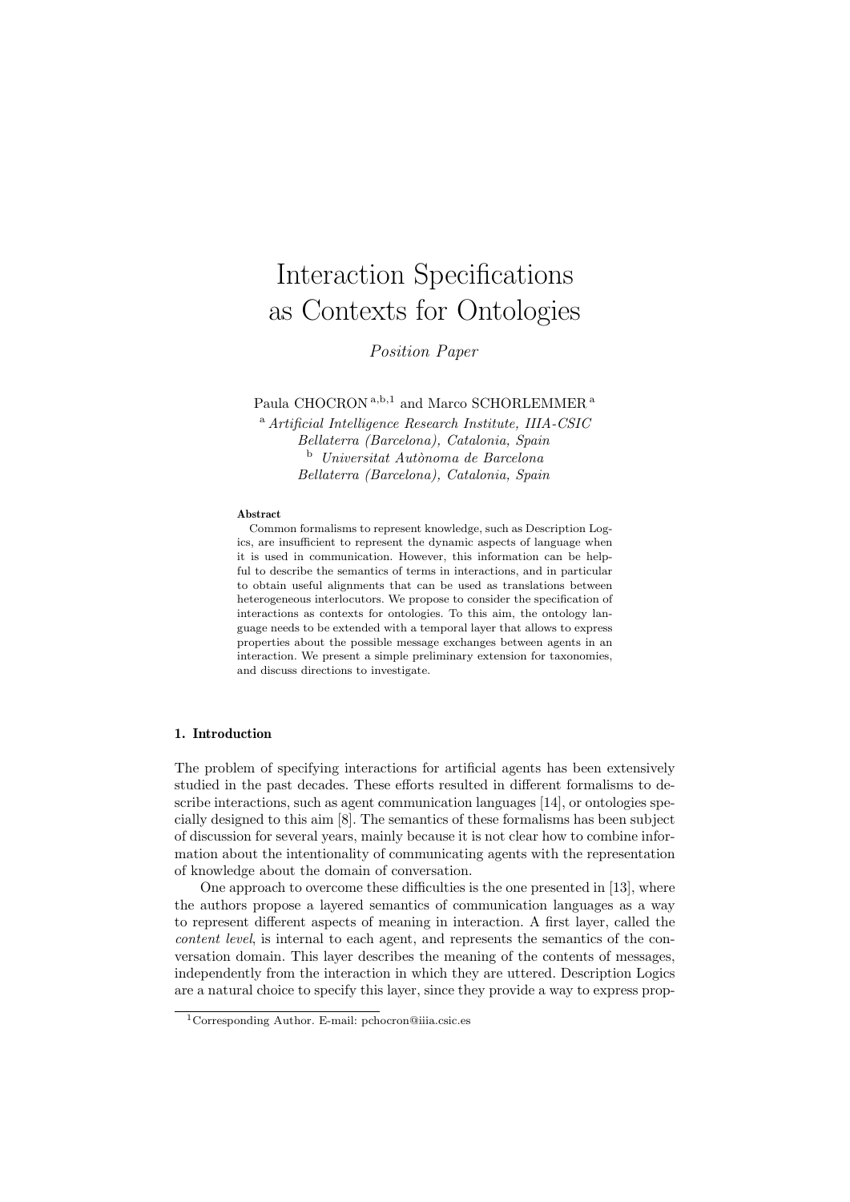# Interaction Specifications as Contexts for Ontologies

*Position Paper*

Paula CHOCRON [a,b,1] and Marco SCHORLEMMER [a]

[a] *Artificial Intelligence Research Institute, IIIA-CSIC Bellaterra (Barcelona), Catalonia, Spain*

[b] *Universitat Autònoma de Barcelona Bellaterra (Barcelona), Catalonia, Spain*

**Abstract**

Common formalisms to represent knowledge, such as Description Logics, are insufficient to represent the dynamic aspects of language when it is used in communication. However, this information can be helpful to describe the semantics of terms in interactions, and in particular to obtain useful alignments that can be used as translations between heterogeneous interlocutors. We propose to consider the specification of interactions as contexts for ontologies. To this aim, the ontology language needs to be extended with a temporal layer that allows to express properties about the possible message exchanges between agents in an interaction. We present a simple preliminary extension for taxonomies, and discuss directions to investigate.

## 1. Introduction

The problem of specifying interactions for artificial agents has been extensively studied in the past decades. These efforts resulted in different formalisms to describe interactions, such as agent communication languages [14], or ontologies specially designed to this aim [8]. The semantics of these formalisms has been subject of discussion for several years, mainly because it is not clear how to combine information about the intentionality of communicating agents with the representation of knowledge about the domain of conversation.

One approach to overcome these difficulties is the one presented in [13], where the authors propose a layered semantics of communication languages as a way to represent different aspects of meaning in interaction. A first layer, called the *content level*, is internal to each agent, and represents the semantics of the conversation domain. This layer describes the meaning of the contents of messages, independently from the interaction in which they are uttered. Description Logics are a natural choice to specify this layer, since they provide a way to express prop-

[1] Corresponding Author. E-mail: pchocron@iiia.csic.es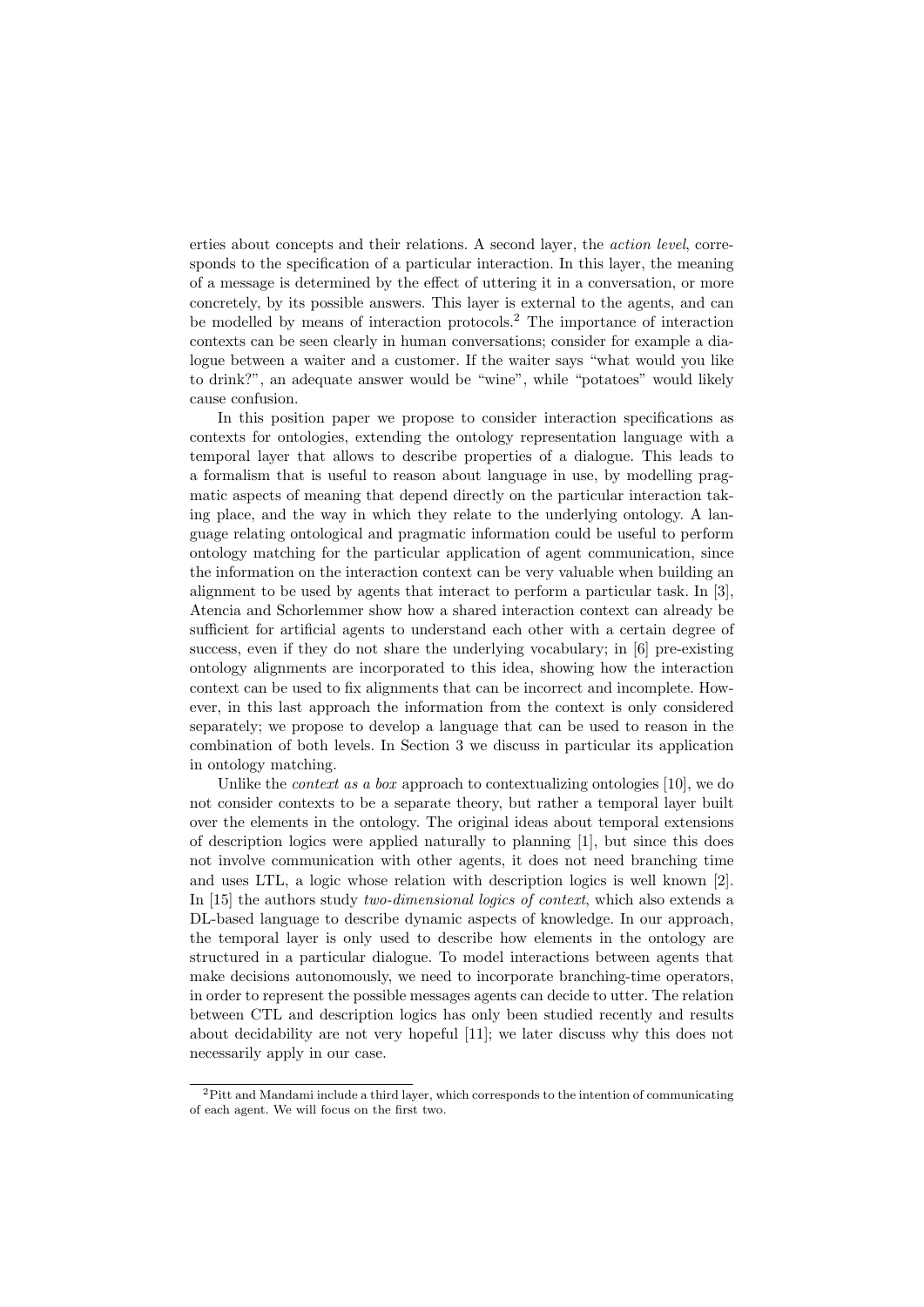erties about concepts and their relations. A second layer, the *action level*, corresponds to the specification of a particular interaction. In this layer, the meaning of a message is determined by the effect of uttering it in a conversation, or more concretely, by its possible answers. This layer is external to the agents, and can be modelled by means of interaction protocols.[2] The importance of interaction contexts can be seen clearly in human conversations; consider for example a dialogue between a waiter and a customer. If the waiter says "what would you like to drink?", an adequate answer would be "wine", while "potatoes" would likely cause confusion.

In this position paper we propose to consider interaction specifications as contexts for ontologies, extending the ontology representation language with a temporal layer that allows to describe properties of a dialogue. This leads to a formalism that is useful to reason about language in use, by modelling pragmatic aspects of meaning that depend directly on the particular interaction taking place, and the way in which they relate to the underlying ontology. A language relating ontological and pragmatic information could be useful to perform ontology matching for the particular application of agent communication, since the information on the interaction context can be very valuable when building an alignment to be used by agents that interact to perform a particular task. In [3], Atencia and Schorlemmer show how a shared interaction context can already be sufficient for artificial agents to understand each other with a certain degree of success, even if they do not share the underlying vocabulary; in [6] pre-existing ontology alignments are incorporated to this idea, showing how the interaction context can be used to fix alignments that can be incorrect and incomplete. However, in this last approach the information from the context is only considered separately; we propose to develop a language that can be used to reason in the combination of both levels. In Section 3 we discuss in particular its application in ontology matching.

Unlike the *context as a box* approach to contextualizing ontologies [10], we do not consider contexts to be a separate theory, but rather a temporal layer built over the elements in the ontology. The original ideas about temporal extensions of description logics were applied naturally to planning [1], but since this does not involve communication with other agents, it does not need branching time and uses LTL, a logic whose relation with description logics is well known [2]. In [15] the authors study *two-dimensional logics of context*, which also extends a DL-based language to describe dynamic aspects of knowledge. In our approach, the temporal layer is only used to describe how elements in the ontology are structured in a particular dialogue. To model interactions between agents that make decisions autonomously, we need to incorporate branching-time operators, in order to represent the possible messages agents can decide to utter. The relation between CTL and description logics has only been studied recently and results about decidability are not very hopeful [11]; we later discuss why this does not necessarily apply in our case.

[2] Pitt and Mandami include a third layer, which corresponds to the intention of communicating of each agent. We will focus on the first two.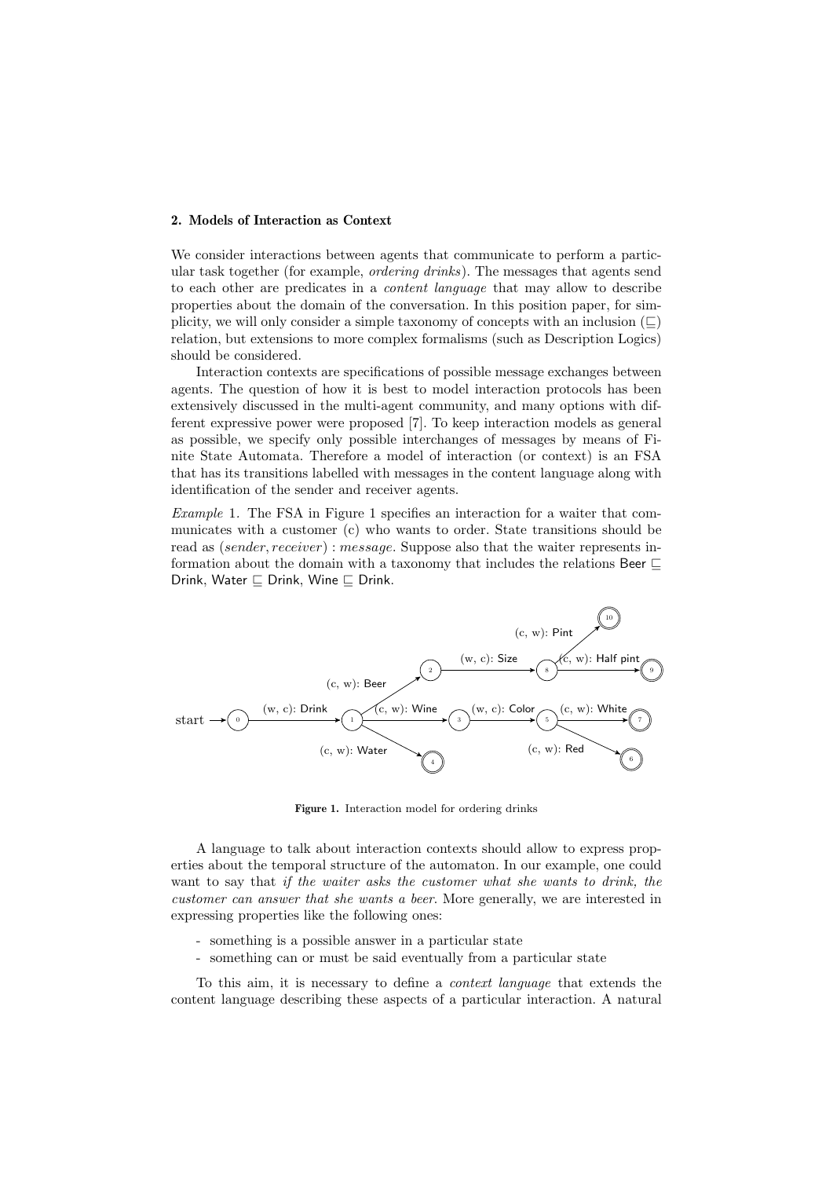## 2. Models of Interaction as Context

We consider interactions between agents that communicate to perform a particular task together (for example, *ordering drinks*). The messages that agents send to each other are predicates in a *content language* that may allow to describe properties about the domain of the conversation. In this position paper, for simplicity, we will only consider a simple taxonomy of concepts with an inclusion ($\sqsubseteq$) relation, but extensions to more complex formalisms (such as Description Logics) should be considered.

Interaction contexts are specifications of possible message exchanges between agents. The question of how it is best to model interaction protocols has been extensively discussed in the multi-agent community, and many options with different expressive power were proposed [7]. To keep interaction models as general as possible, we specify only possible interchanges of messages by means of Finite State Automata. Therefore a model of interaction (or context) is an FSA that has its transitions labelled with messages in the content language along with identification of the sender and receiver agents.

*Example* 1. The FSA in Figure 1 specifies an interaction for a waiter that communicates with a customer (c) who wants to order. State transitions should be read as $(sender, receiver) : message$. Suppose also that the waiter represents information about the domain with a taxonomy that includes the relations $\mathsf{Beer} \sqsubseteq \mathsf{Drink}$, $\mathsf{Water} \sqsubseteq \mathsf{Drink}$, $\mathsf{Wine} \sqsubseteq \mathsf{Drink}$.

**Figure 1.** Interaction model for ordering drinks

A language to talk about interaction contexts should allow to express properties about the temporal structure of the automaton. In our example, one could want to say that *if the waiter asks the customer what she wants to drink, the customer can answer that she wants a beer*. More generally, we are interested in expressing properties like the following ones:

- something is a possible answer in a particular state
- something can or must be said eventually from a particular state

To this aim, it is necessary to define a *context language* that extends the content language describing these aspects of a particular interaction. A natural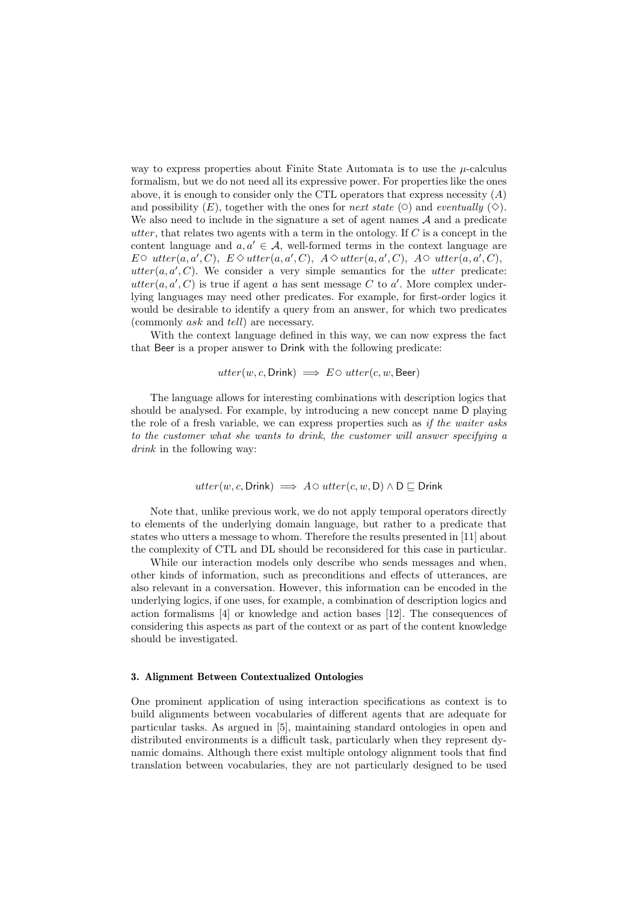way to express properties about Finite State Automata is to use the $\mu$-calculus formalism, but we do not need all its expressive power. For properties like the ones above, it is enough to consider only the CTL operators that express necessity ($A$) and possibility ($E$), together with the ones for *next state* ($\bigcirc$) and *eventually* ($\Diamond$). We also need to include in the signature a set of agent names $\mathcal{A}$ and a predicate *utter*, that relates two agents with a term in the ontology. If $C$ is a concept in the content language and $a, a' \in \mathcal{A}$, well-formed terms in the context language are $E\bigcirc\ utter(a, a', C)$, $E\Diamond\, utter(a, a', C)$, $A\Diamond\, utter(a, a', C)$, $A\bigcirc\ utter(a, a', C)$, $utter(a, a', C)$. We consider a very simple semantics for the *utter* predicate: $utter(a, a', C)$ is true if agent $a$ has sent message $C$ to $a'$. More complex underlying languages may need other predicates. For example, for first-order logics it would be desirable to identify a query from an answer, for which two predicates (commonly *ask* and *tell*) are necessary.

With the context language defined in this way, we can now express the fact that Beer is a proper answer to Drink with the following predicate:

$$utter(w, c, \mathsf{Drink}) \implies E\bigcirc\ utter(c, w, \mathsf{Beer})$$

The language allows for interesting combinations with description logics that should be analysed. For example, by introducing a new concept name D playing the role of a fresh variable, we can express properties such as *if the waiter asks to the customer what she wants to drink, the customer will answer specifying a drink* in the following way:

$$utter(w, c, \mathsf{Drink}) \implies A\bigcirc\ utter(c, w, \mathsf{D}) \land \mathsf{D} \sqsubseteq \mathsf{Drink}$$

Note that, unlike previous work, we do not apply temporal operators directly to elements of the underlying domain language, but rather to a predicate that states who utters a message to whom. Therefore the results presented in [11] about the complexity of CTL and DL should be reconsidered for this case in particular.

While our interaction models only describe who sends messages and when, other kinds of information, such as preconditions and effects of utterances, are also relevant in a conversation. However, this information can be encoded in the underlying logics, if one uses, for example, a combination of description logics and action formalisms [4] or knowledge and action bases [12]. The consequences of considering this aspects as part of the context or as part of the content knowledge should be investigated.

## 3. Alignment Between Contextualized Ontologies

One prominent application of using interaction specifications as context is to build alignments between vocabularies of different agents that are adequate for particular tasks. As argued in [5], maintaining standard ontologies in open and distributed environments is a difficult task, particularly when they represent dynamic domains. Although there exist multiple ontology alignment tools that find translation between vocabularies, they are not particularly designed to be used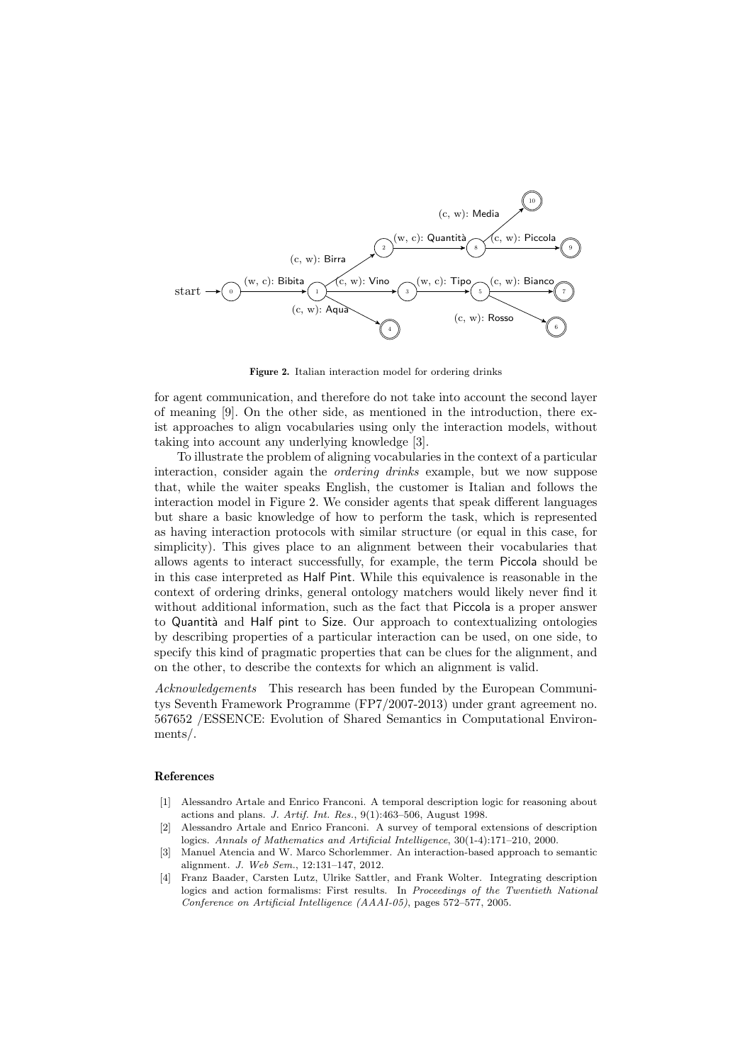Figure 2. Italian interaction model for ordering drinks

for agent communication, and therefore do not take into account the second layer of meaning [9]. On the other side, as mentioned in the introduction, there exist approaches to align vocabularies using only the interaction models, without taking into account any underlying knowledge [3].

To illustrate the problem of aligning vocabularies in the context of a particular interaction, consider again the *ordering drinks* example, but we now suppose that, while the waiter speaks English, the customer is Italian and follows the interaction model in Figure 2. We consider agents that speak different languages but share a basic knowledge of how to perform the task, which is represented as having interaction protocols with similar structure (or equal in this case, for simplicity). This gives place to an alignment between their vocabularies that allows agents to interact successfully, for example, the term Piccola should be in this case interpreted as Half Pint. While this equivalence is reasonable in the context of ordering drinks, general ontology matchers would likely never find it without additional information, such as the fact that Piccola is a proper answer to Quantità and Half pint to Size. Our approach to contextualizing ontologies by describing properties of a particular interaction can be used, on one side, to specify this kind of pragmatic properties that can be clues for the alignment, and on the other, to describe the contexts for which an alignment is valid.

*Acknowledgements* This research has been funded by the European Communitys Seventh Framework Programme (FP7/2007-2013) under grant agreement no. 567652 /ESSENCE: Evolution of Shared Semantics in Computational Environments/.

## References

[1] Alessandro Artale and Enrico Franconi. A temporal description logic for reasoning about actions and plans. *J. Artif. Int. Res.*, 9(1):463–506, August 1998.

[2] Alessandro Artale and Enrico Franconi. A survey of temporal extensions of description logics. *Annals of Mathematics and Artificial Intelligence*, 30(1-4):171–210, 2000.

[3] Manuel Atencia and W. Marco Schorlemmer. An interaction-based approach to semantic alignment. *J. Web Sem.*, 12:131–147, 2012.

[4] Franz Baader, Carsten Lutz, Ulrike Sattler, and Frank Wolter. Integrating description logics and action formalisms: First results. In *Proceedings of the Twentieth National Conference on Artificial Intelligence (AAAI-05)*, pages 572–577, 2005.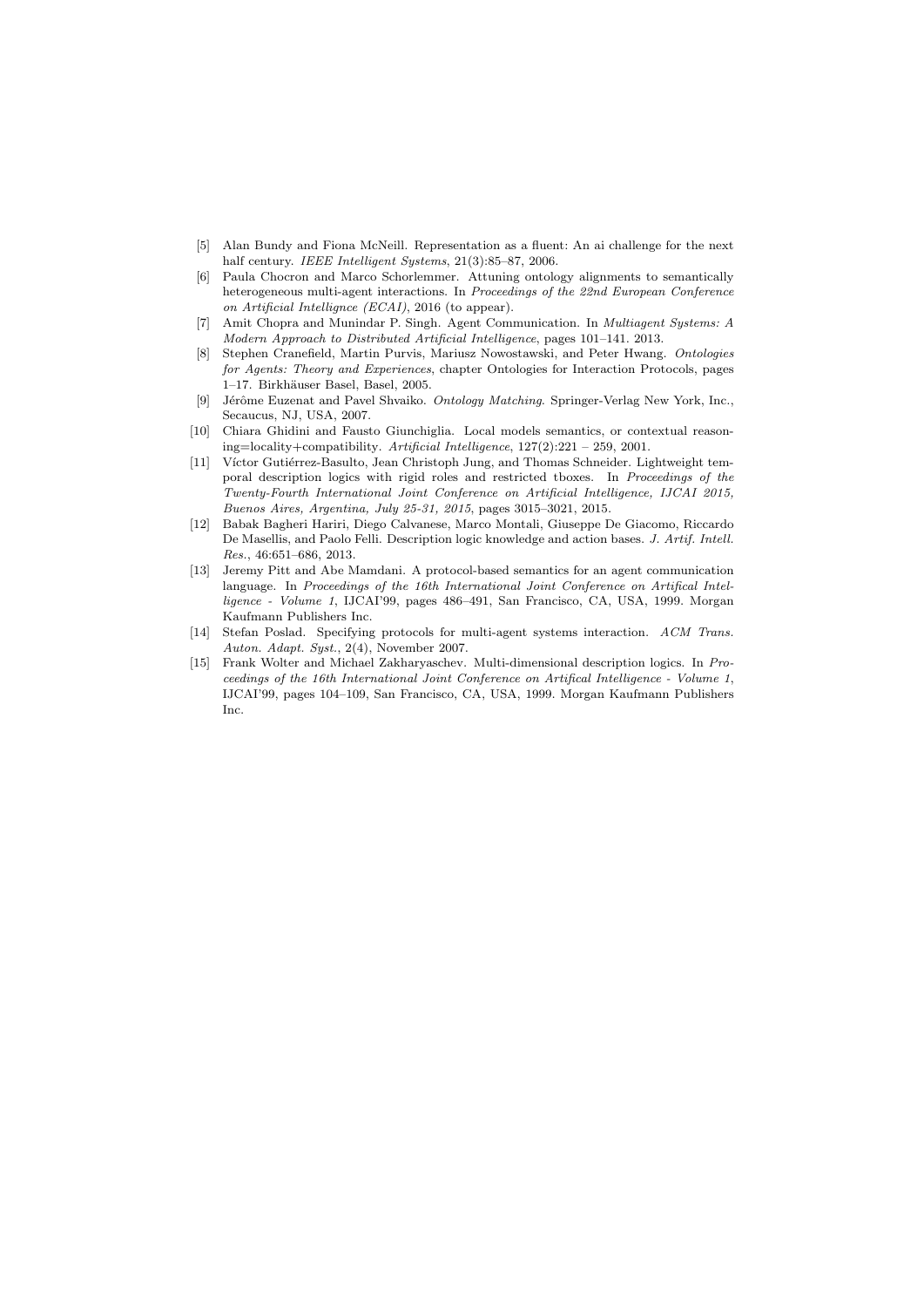[5] Alan Bundy and Fiona McNeill. Representation as a fluent: An ai challenge for the next half century. *IEEE Intelligent Systems*, 21(3):85–87, 2006.

[6] Paula Chocron and Marco Schorlemmer. Attuning ontology alignments to semantically heterogeneous multi-agent interactions. In *Proceedings of the 22nd European Conference on Artificial Intellignce (ECAI)*, 2016 (to appear).

[7] Amit Chopra and Munindar P. Singh. Agent Communication. In *Multiagent Systems: A Modern Approach to Distributed Artificial Intelligence*, pages 101–141. 2013.

[8] Stephen Cranefield, Martin Purvis, Mariusz Nowostawski, and Peter Hwang. *Ontologies for Agents: Theory and Experiences*, chapter Ontologies for Interaction Protocols, pages 1–17. Birkhäuser Basel, Basel, 2005.

[9] Jérôme Euzenat and Pavel Shvaiko. *Ontology Matching*. Springer-Verlag New York, Inc., Secaucus, NJ, USA, 2007.

[10] Chiara Ghidini and Fausto Giunchiglia. Local models semantics, or contextual reasoning=locality+compatibility. *Artificial Intelligence*, 127(2):221 – 259, 2001.

[11] Víctor Gutiérrez-Basulto, Jean Christoph Jung, and Thomas Schneider. Lightweight temporal description logics with rigid roles and restricted tboxes. In *Proceedings of the Twenty-Fourth International Joint Conference on Artificial Intelligence, IJCAI 2015, Buenos Aires, Argentina, July 25-31, 2015*, pages 3015–3021, 2015.

[12] Babak Bagheri Hariri, Diego Calvanese, Marco Montali, Giuseppe De Giacomo, Riccardo De Masellis, and Paolo Felli. Description logic knowledge and action bases. *J. Artif. Intell. Res.*, 46:651–686, 2013.

[13] Jeremy Pitt and Abe Mamdani. A protocol-based semantics for an agent communication language. In *Proceedings of the 16th International Joint Conference on Artifical Intelligence - Volume 1*, IJCAI'99, pages 486–491, San Francisco, CA, USA, 1999. Morgan Kaufmann Publishers Inc.

[14] Stefan Poslad. Specifying protocols for multi-agent systems interaction. *ACM Trans. Auton. Adapt. Syst.*, 2(4), November 2007.

[15] Frank Wolter and Michael Zakharyaschev. Multi-dimensional description logics. In *Proceedings of the 16th International Joint Conference on Artifical Intelligence - Volume 1*, IJCAI'99, pages 104–109, San Francisco, CA, USA, 1999. Morgan Kaufmann Publishers Inc.